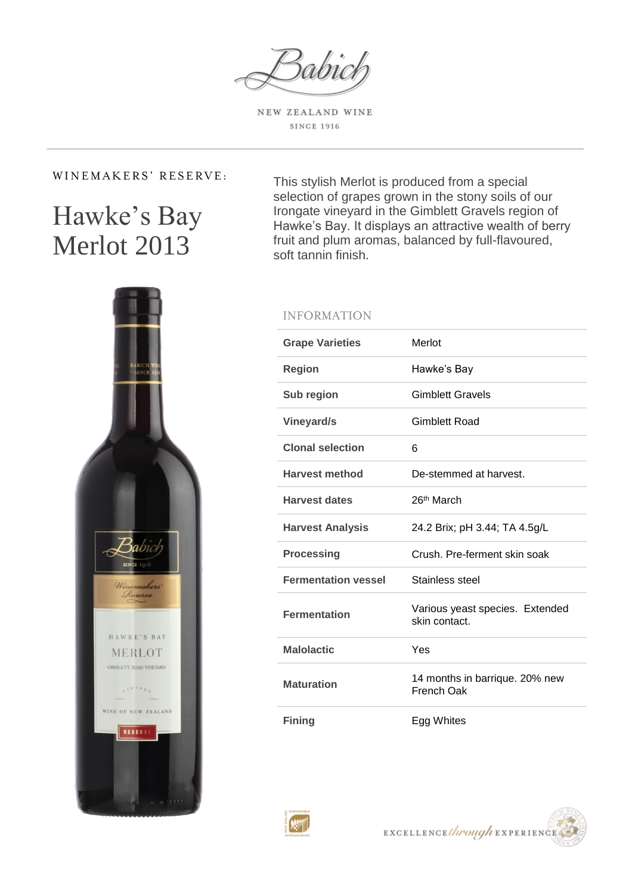Babich

NEW ZEALAND WINE

SINCE 1916

WINEMAKERS' RESERVE:

# Hawke's Bay Merlot 2013

This stylish Merlot is produced from a special selection of grapes grown in the stony soils of our Irongate vineyard in the Gimblett Gravels region of Hawke's Bay. It displays an attractive wealth of berry fruit and plum aromas, balanced by full-flavoured, soft tannin finish.

## INFORMATION

| | |
|---|---|
| **Grape Varieties** | Merlot |
| **Region** | Hawke's Bay |
| **Sub region** | Gimblett Gravels |
| **Vineyard/s** | Gimblett Road |
| **Clonal selection** | 6 |
| **Harvest method** | De-stemmed at harvest. |
| **Harvest dates** | 26th March |
| **Harvest Analysis** | 24.2 Brix; pH 3.44; TA 4.5g/L |
| **Processing** | Crush. Pre-ferment skin soak |
| **Fermentation vessel** | Stainless steel |
| **Fermentation** | Various yeast species. Extended skin contact. |
| **Malolactic** | Yes |
| **Maturation** | 14 months in barrique. 20% new French Oak |
| **Fining** | Egg Whites |

EXCELLENCE *through* EXPERIENCE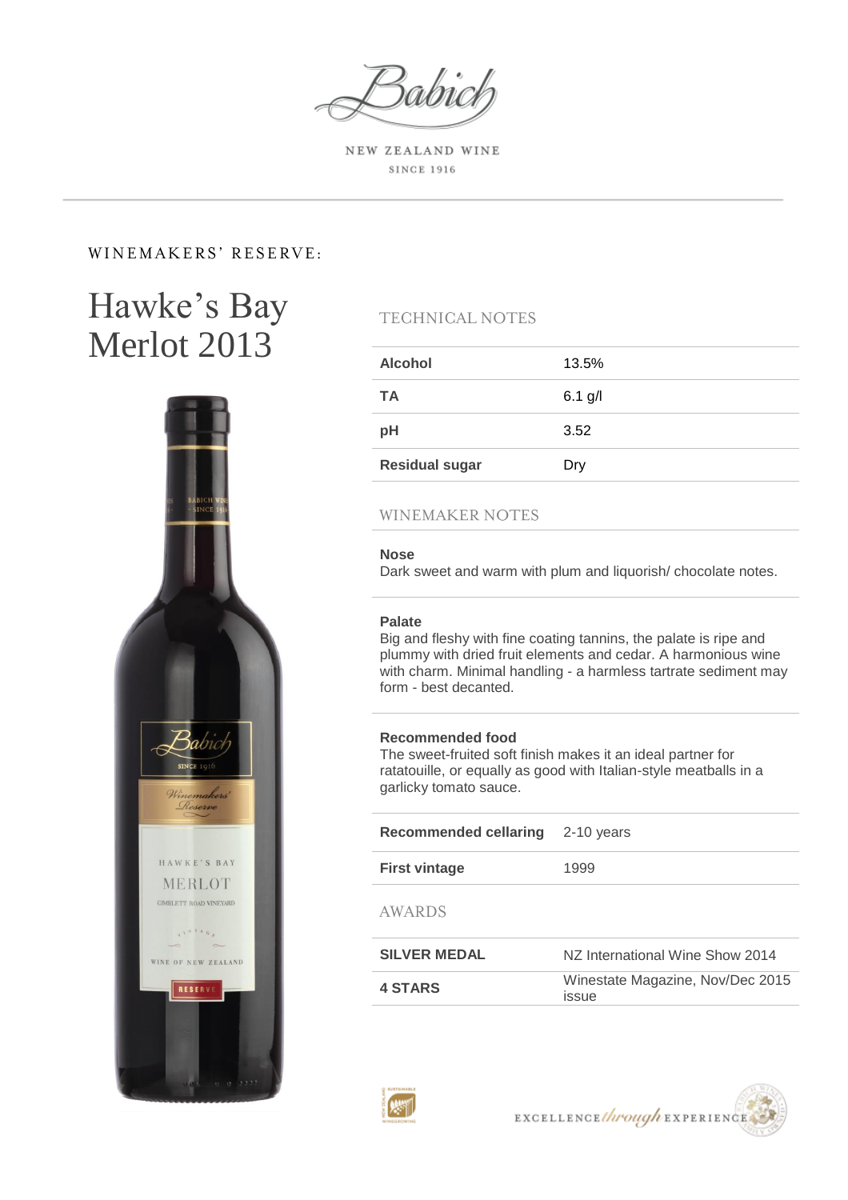Babich

NEW ZEALAND WINE

SINCE 1916

WINEMAKERS' RESERVE:

# Hawke's Bay Merlot 2013

## TECHNICAL NOTES

| | |
|---|---|
| **Alcohol** | 13.5% |
| **TA** | 6.1 g/l |
| **pH** | 3.52 |
| **Residual sugar** | Dry |

## WINEMAKER NOTES

**Nose**
Dark sweet and warm with plum and liquorish/ chocolate notes.

**Palate**
Big and fleshy with fine coating tannins, the palate is ripe and plummy with dried fruit elements and cedar. A harmonious wine with charm. Minimal handling - a harmless tartrate sediment may form - best decanted.

**Recommended food**
The sweet-fruited soft finish makes it an ideal partner for ratatouille, or equally as good with Italian-style meatballs in a garlicky tomato sauce.

| | |
|---|---|
| **Recommended cellaring** | 2-10 years |
| **First vintage** | 1999 |

## AWARDS

| | |
|---|---|
| **SILVER MEDAL** | NZ International Wine Show 2014 |
| **4 STARS** | Winestate Magazine, Nov/Dec 2015 issue |

EXCELLENCE *through* EXPERIENCE